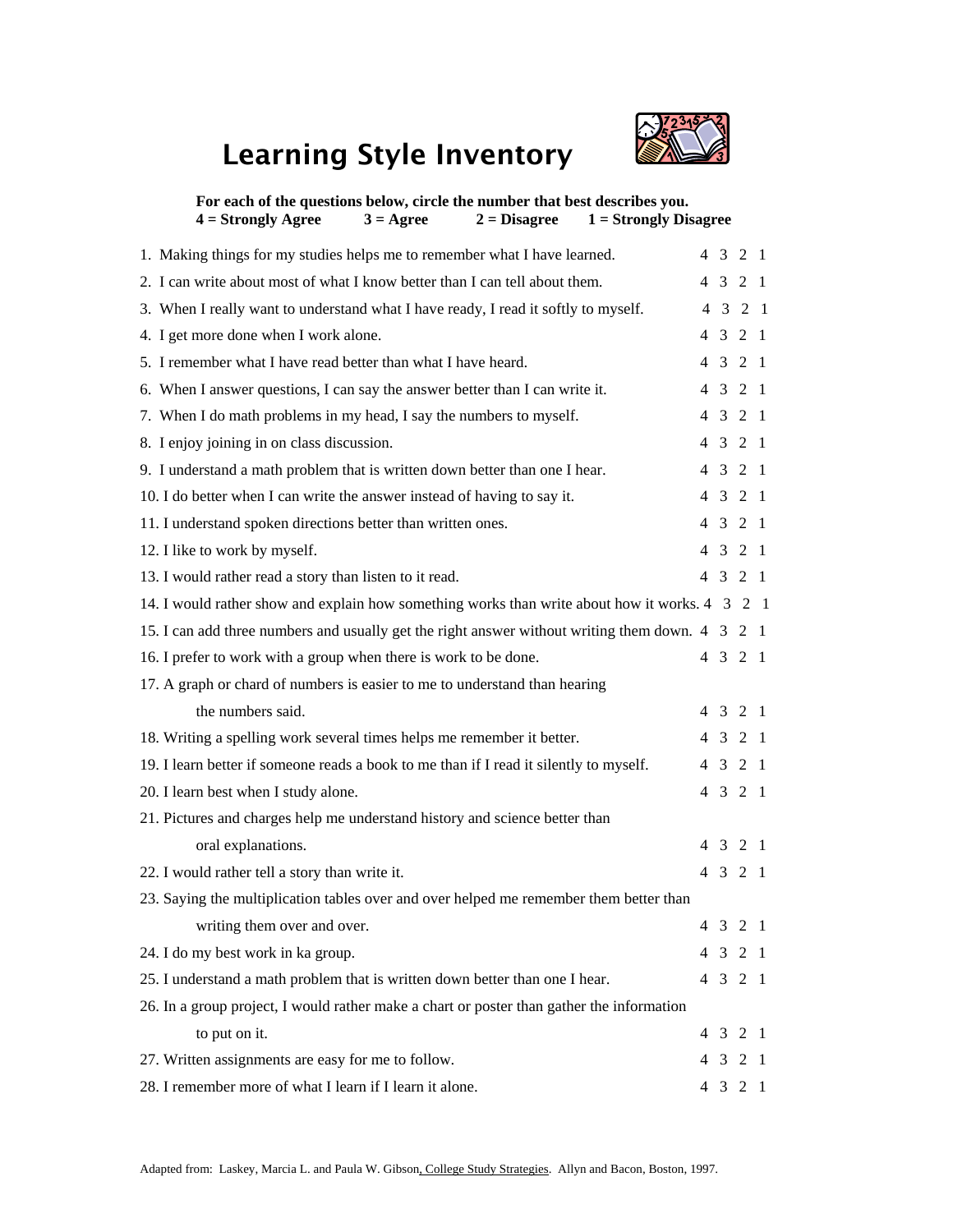# Learning Style Inventory

**For each of the questions below, circle the number that best describes you.**
**4 = Strongly Agree 3 = Agree 2 = Disagree 1 = Strongly Disagree**

| | |
|---|---|
| 1. Making things for my studies helps me to remember what I have learned. | 4 3 2 1 |
| 2. I can write about most of what I know better than I can tell about them. | 4 3 2 1 |
| 3. When I really want to understand what I have ready, I read it softly to myself. | 4 3 2 1 |
| 4. I get more done when I work alone. | 4 3 2 1 |
| 5. I remember what I have read better than what I have heard. | 4 3 2 1 |
| 6. When I answer questions, I can say the answer better than I can write it. | 4 3 2 1 |
| 7. When I do math problems in my head, I say the numbers to myself. | 4 3 2 1 |
| 8. I enjoy joining in on class discussion. | 4 3 2 1 |
| 9. I understand a math problem that is written down better than one I hear. | 4 3 2 1 |
| 10. I do better when I can write the answer instead of having to say it. | 4 3 2 1 |
| 11. I understand spoken directions better than written ones. | 4 3 2 1 |
| 12. I like to work by myself. | 4 3 2 1 |
| 13. I would rather read a story than listen to it read. | 4 3 2 1 |
| 14. I would rather show and explain how something works than write about how it works. | 4 3 2 1 |
| 15. I can add three numbers and usually get the right answer without writing them down. | 4 3 2 1 |
| 16. I prefer to work with a group when there is work to be done. | 4 3 2 1 |
| 17. A graph or chard of numbers is easier to me to understand than hearing the numbers said. | 4 3 2 1 |
| 18. Writing a spelling work several times helps me remember it better. | 4 3 2 1 |
| 19. I learn better if someone reads a book to me than if I read it silently to myself. | 4 3 2 1 |
| 20. I learn best when I study alone. | 4 3 2 1 |
| 21. Pictures and charges help me understand history and science better than oral explanations. | 4 3 2 1 |
| 22. I would rather tell a story than write it. | 4 3 2 1 |
| 23. Saying the multiplication tables over and over helped me remember them better than writing them over and over. | 4 3 2 1 |
| 24. I do my best work in ka group. | 4 3 2 1 |
| 25. I understand a math problem that is written down better than one I hear. | 4 3 2 1 |
| 26. In a group project, I would rather make a chart or poster than gather the information to put on it. | 4 3 2 1 |
| 27. Written assignments are easy for me to follow. | 4 3 2 1 |
| 28. I remember more of what I learn if I learn it alone. | 4 3 2 1 |

Adapted from: Laskey, Marcia L. and Paula W. Gibson, College Study Strategies. Allyn and Bacon, Boston, 1997.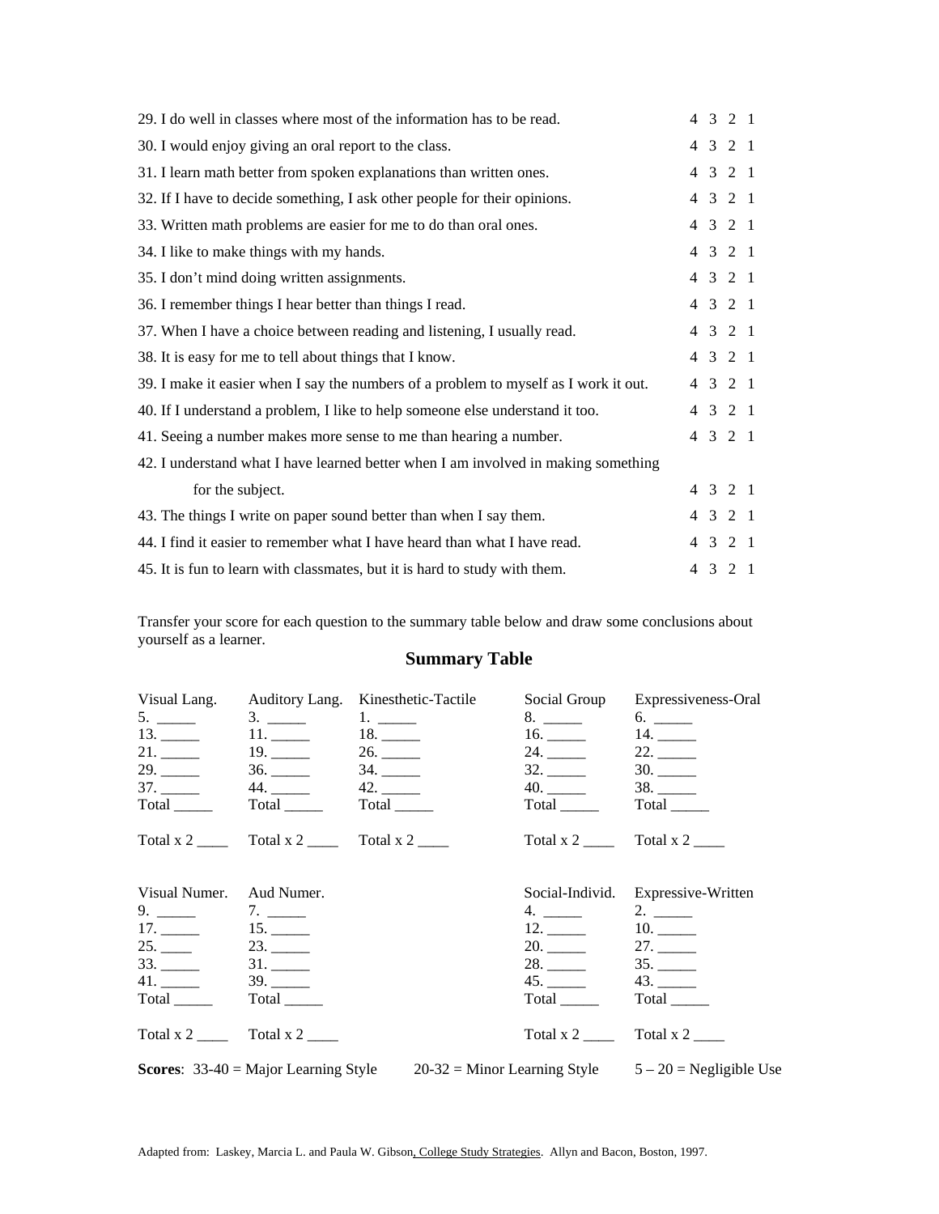29. I do well in classes where most of the information has to be read. 4 3 2 1

30. I would enjoy giving an oral report to the class. 4 3 2 1

31. I learn math better from spoken explanations than written ones. 4 3 2 1

32. If I have to decide something, I ask other people for their opinions. 4 3 2 1

33. Written math problems are easier for me to do than oral ones. 4 3 2 1

34. I like to make things with my hands. 4 3 2 1

35. I don't mind doing written assignments. 4 3 2 1

36. I remember things I hear better than things I read. 4 3 2 1

37. When I have a choice between reading and listening, I usually read. 4 3 2 1

38. It is easy for me to tell about things that I know. 4 3 2 1

39. I make it easier when I say the numbers of a problem to myself as I work it out. 4 3 2 1

40. If I understand a problem, I like to help someone else understand it too. 4 3 2 1

41. Seeing a number makes more sense to me than hearing a number. 4 3 2 1

42. I understand what I have learned better when I am involved in making something for the subject. 4 3 2 1

43. The things I write on paper sound better than when I say them. 4 3 2 1

44. I find it easier to remember what I have heard than what I have read. 4 3 2 1

45. It is fun to learn with classmates, but it is hard to study with them. 4 3 2 1

Transfer your score for each question to the summary table below and draw some conclusions about yourself as a learner.

## Summary Table

| Visual Lang. | Auditory Lang. | Kinesthetic-Tactile | Social Group | Expressiveness-Oral |
|---|---|---|---|---|
| 5. _____ | 3. _____ | 1. _____ | 8. _____ | 6. _____ |
| 13. _____ | 11. _____ | 18. _____ | 16. _____ | 14. _____ |
| 21. _____ | 19. _____ | 26. _____ | 24. _____ | 22. _____ |
| 29. _____ | 36. _____ | 34. _____ | 32. _____ | 30. _____ |
| 37. _____ | 44. _____ | 42. _____ | 40. _____ | 38. _____ |
| Total _____ | Total _____ | Total _____ | Total _____ | Total _____ |
| Total x 2 ____ | Total x 2 ____ | Total x 2 ____ | Total x 2 ____ | Total x 2 ____ |

| Visual Numer. | Aud Numer. | | Social-Individ. | Expressive-Written |
|---|---|---|---|---|
| 9. _____ | 7. _____ | | 4. _____ | 2. _____ |
| 17. _____ | 15. _____ | | 12. _____ | 10. _____ |
| 25. ____ | 23. _____ | | 20. _____ | 27. _____ |
| 33. _____ | 31. _____ | | 28. _____ | 35. _____ |
| 41. _____ | 39. _____ | | 45. _____ | 43. _____ |
| Total _____ | Total _____ | | Total _____ | Total _____ |
| Total x 2 ____ | Total x 2 ____ | | Total x 2 ____ | Total x 2 ____ |

**Scores**: 33-40 = Major Learning Style 20-32 = Minor Learning Style 5 – 20 = Negligible Use

Adapted from: Laskey, Marcia L. and Paula W. Gibson, College Study Strategies. Allyn and Bacon, Boston, 1997.